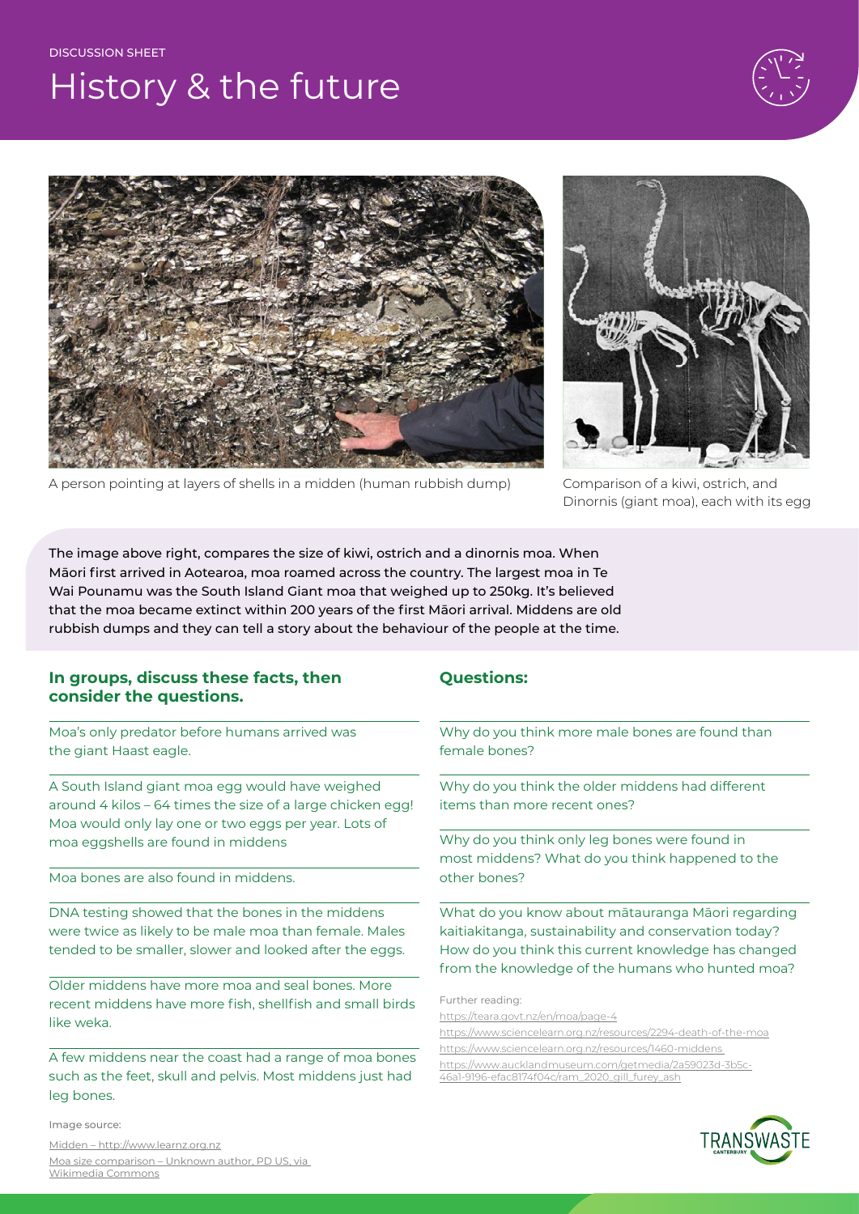DISCUSSION SHEET

# History & the future

A person pointing at layers of shells in a midden (human rubbish dump)

Comparison of a kiwi, ostrich, and Dinornis (giant moa), each with its egg

The image above right, compares the size of kiwi, ostrich and a dinornis moa. When Māori first arrived in Aotearoa, moa roamed across the country. The largest moa in Te Wai Pounamu was the South Island Giant moa that weighed up to 250kg. It's believed that the moa became extinct within 200 years of the first Māori arrival. Middens are old rubbish dumps and they can tell a story about the behaviour of the people at the time.

## In groups, discuss these facts, then consider the questions.

Moa's only predator before humans arrived was the giant Haast eagle.

A South Island giant moa egg would have weighed around 4 kilos – 64 times the size of a large chicken egg! Moa would only lay one or two eggs per year. Lots of moa eggshells are found in middens

Moa bones are also found in middens.

DNA testing showed that the bones in the middens were twice as likely to be male moa than female. Males tended to be smaller, slower and looked after the eggs.

Older middens have more moa and seal bones. More recent middens have more fish, shellfish and small birds like weka.

A few middens near the coast had a range of moa bones such as the feet, skull and pelvis. Most middens just had leg bones.

## Questions:

Why do you think more male bones are found than female bones?

Why do you think the older middens had different items than more recent ones?

Why do you think only leg bones were found in most middens? What do you think happened to the other bones?

What do you know about mātauranga Māori regarding kaitiakitanga, sustainability and conservation today? How do you think this current knowledge has changed from the knowledge of the humans who hunted moa?

Further reading:

https://teara.govt.nz/en/moa/page-4
https://www.sciencelearn.org.nz/resources/2294-death-of-the-moa
https://www.sciencelearn.org.nz/resources/1460-middens
https://www.aucklandmuseum.com/getmedia/2a59023d-3b5c-46a1-9196-efac8174f04c/ram_2020_gill_furey_ash

Image source:

Midden – http://www.learnz.org.nz
Moa size comparison – Unknown author, PD US, via Wikimedia Commons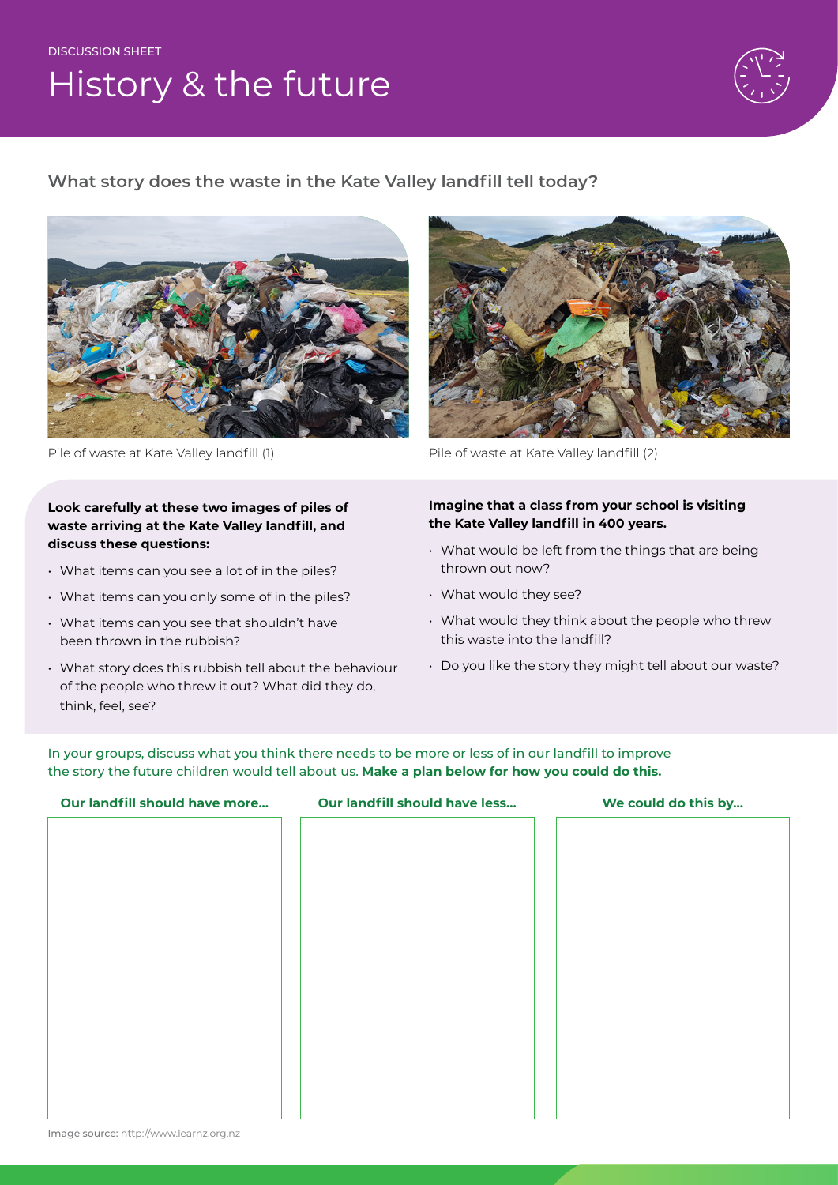DISCUSSION SHEET

# History & the future

## What story does the waste in the Kate Valley landfill tell today?

Pile of waste at Kate Valley landfill (1)

Pile of waste at Kate Valley landfill (2)

**Look carefully at these two images of piles of waste arriving at the Kate Valley landfill, and discuss these questions:**

- What items can you see a lot of in the piles?
- What items can you only some of in the piles?
- What items can you see that shouldn't have been thrown in the rubbish?
- What story does this rubbish tell about the behaviour of the people who threw it out? What did they do, think, feel, see?

**Imagine that a class from your school is visiting the Kate Valley landfill in 400 years.**

- What would be left from the things that are being thrown out now?
- What would they see?
- What would they think about the people who threw this waste into the landfill?
- Do you like the story they might tell about our waste?

In your groups, discuss what you think there needs to be more or less of in our landfill to improve the story the future children would tell about us. **Make a plan below for how you could do this.**

| Our landfill should have more... | Our landfill should have less... | We could do this by... |
| --- | --- | --- |
| | | |

Image source: http://www.learnz.org.nz